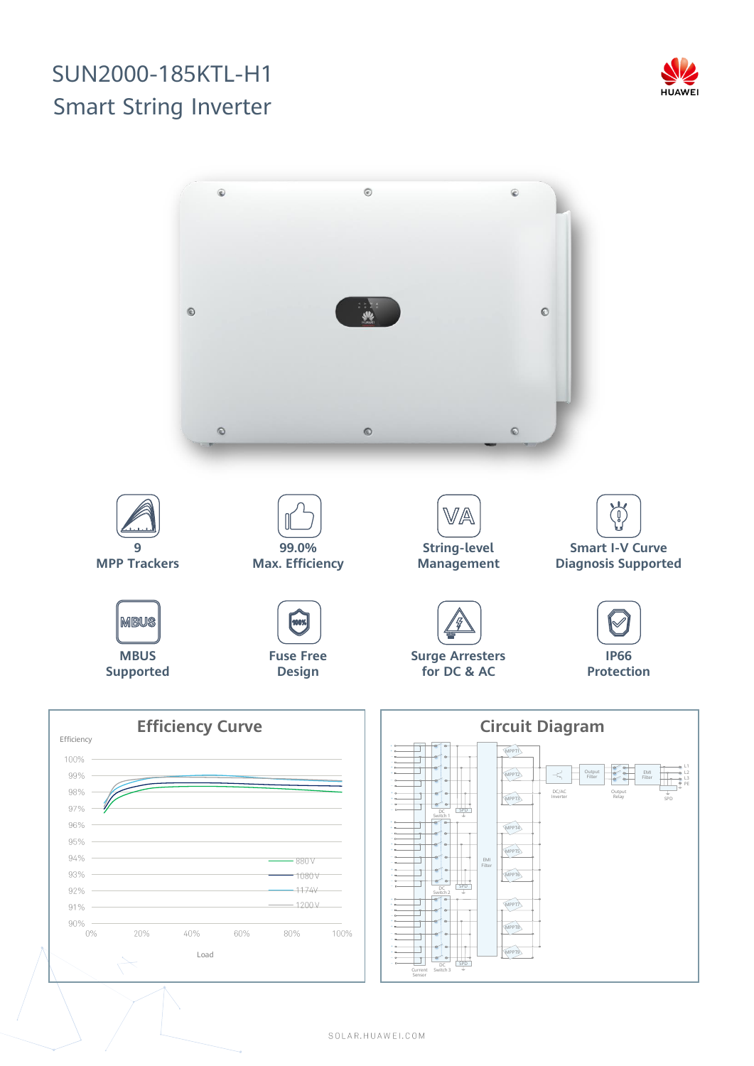# SUN2000-185KTL-H1
## Smart String Inverter

HUAWEI

**9**
**MPP Trackers**

**99.0%**
**Max. Efficiency**

**String-level**
**Management**

**Smart I-V Curve**
**Diagnosis Supported**

**MBUS**
**Supported**

**Fuse Free**
**Design**

**Surge Arresters**
**for DC & AC**

**IP66**
**Protection**

## Efficiency Curve

Efficiency

100%
99%
98%
97%
96%
95%
94%
93%
92%
91%
90%

0%
20%
40%
60%
80%
100%

Load

880 V
1080 V
1174V
1200 V

## Circuit Diagram

MPPT1
MPPT2
MPPT3
MPPT4
MPPT5
MPPT6
MPPT7
MPPT8
MPPT9

DC Switch 1
DC Switch 2
DC Switch 3
SPD
EMI Filter
Current Sensor
DC/AC Inverter
Output Filter
Output Relay
EMI Filter
SPD
L1
L2
L3
PE

SOLAR.HUAWEI.COM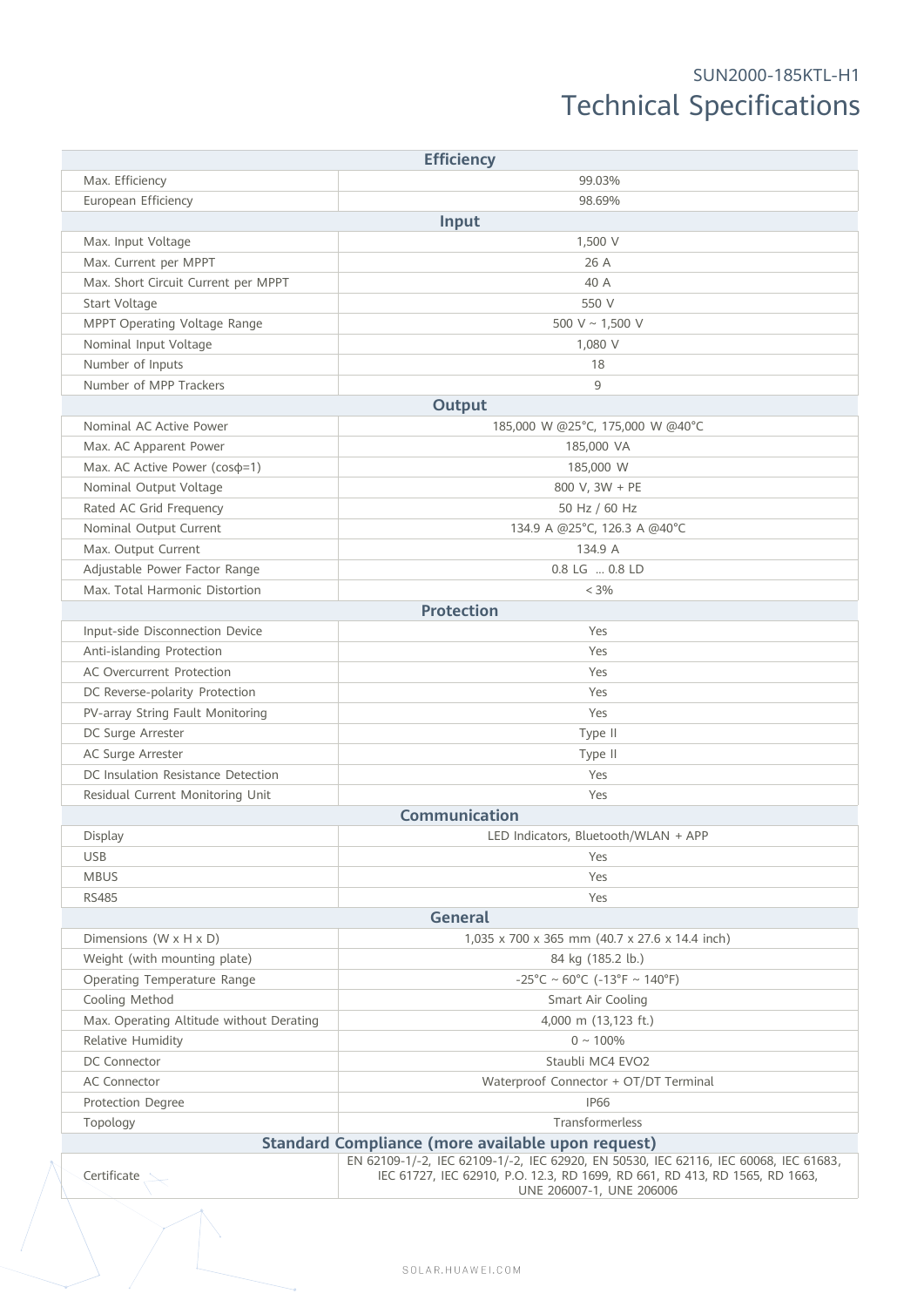SUN2000-185KTL-H1

# Technical Specifications

| | |
|---|---|
| **Efficiency** | |
| Max. Efficiency | 99.03% |
| European Efficiency | 98.69% |
| **Input** | |
| Max. Input Voltage | 1,500 V |
| Max. Current per MPPT | 26 A |
| Max. Short Circuit Current per MPPT | 40 A |
| Start Voltage | 550 V |
| MPPT Operating Voltage Range | 500 V ~ 1,500 V |
| Nominal Input Voltage | 1,080 V |
| Number of Inputs | 18 |
| Number of MPP Trackers | 9 |
| **Output** | |
| Nominal AC Active Power | 185,000 W @25°C, 175,000 W @40°C |
| Max. AC Apparent Power | 185,000 VA |
| Max. AC Active Power (cosϕ=1) | 185,000 W |
| Nominal Output Voltage | 800 V, 3W + PE |
| Rated AC Grid Frequency | 50 Hz / 60 Hz |
| Nominal Output Current | 134.9 A @25°C, 126.3 A @40°C |
| Max. Output Current | 134.9 A |
| Adjustable Power Factor Range | 0.8 LG ... 0.8 LD |
| Max. Total Harmonic Distortion | < 3% |
| **Protection** | |
| Input-side Disconnection Device | Yes |
| Anti-islanding Protection | Yes |
| AC Overcurrent Protection | Yes |
| DC Reverse-polarity Protection | Yes |
| PV-array String Fault Monitoring | Yes |
| DC Surge Arrester | Type II |
| AC Surge Arrester | Type II |
| DC Insulation Resistance Detection | Yes |
| Residual Current Monitoring Unit | Yes |
| **Communication** | |
| Display | LED Indicators, Bluetooth/WLAN + APP |
| USB | Yes |
| MBUS | Yes |
| RS485 | Yes |
| **General** | |
| Dimensions (W x H x D) | 1,035 x 700 x 365 mm (40.7 x 27.6 x 14.4 inch) |
| Weight (with mounting plate) | 84 kg (185.2 lb.) |
| Operating Temperature Range | -25°C ~ 60°C (-13°F ~ 140°F) |
| Cooling Method | Smart Air Cooling |
| Max. Operating Altitude without Derating | 4,000 m (13,123 ft.) |
| Relative Humidity | 0 ~ 100% |
| DC Connector | Staubli MC4 EVO2 |
| AC Connector | Waterproof Connector + OT/DT Terminal |
| Protection Degree | IP66 |
| Topology | Transformerless |
| **Standard Compliance (more available upon request)** | |
| Certificate | EN 62109-1/-2, IEC 62109-1/-2, IEC 62920, EN 50530, IEC 62116, IEC 60068, IEC 61683, IEC 61727, IEC 62910, P.O. 12.3, RD 1699, RD 661, RD 413, RD 1565, RD 1663, UNE 206007-1, UNE 206006 |

SOLAR.HUAWEI.COM